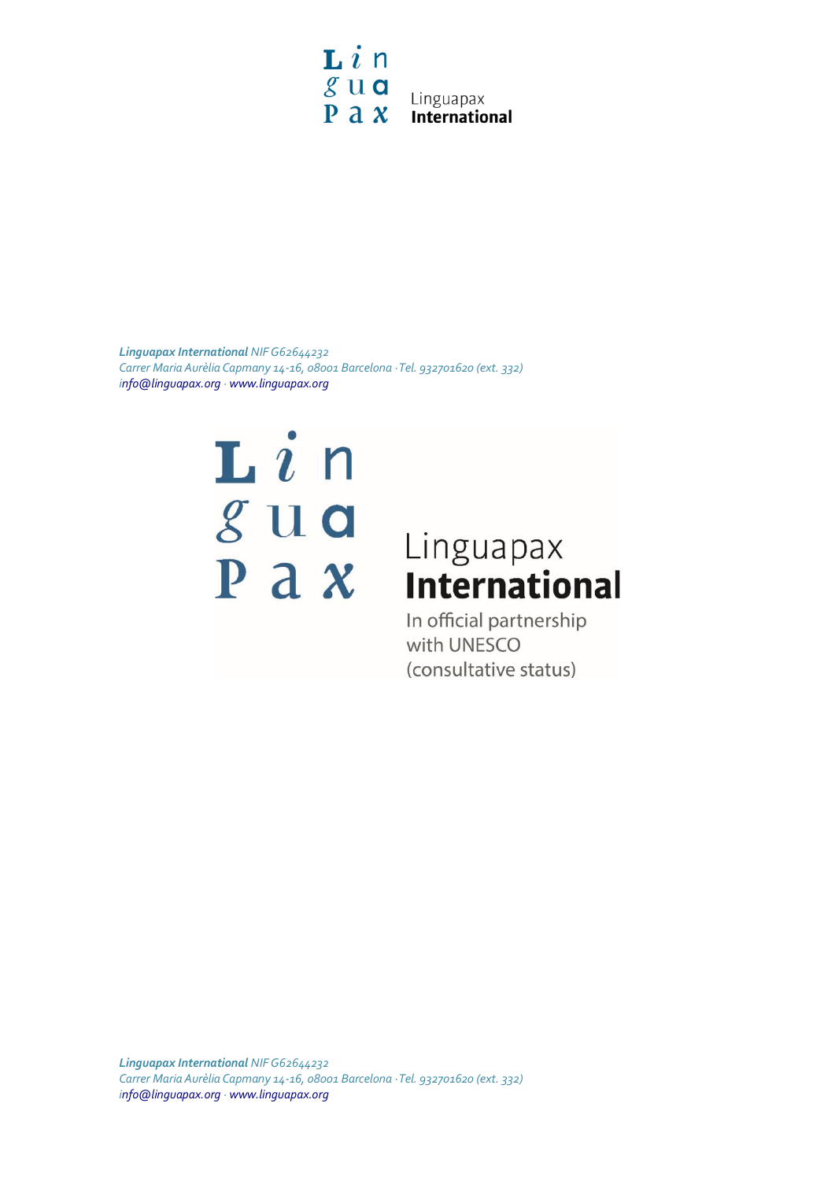Linguapax International

*Linguapax International NIF G62644232*
*Carrer Maria Aurèlia Capmany 14-16, 08001 Barcelona · Tel. 932701620 (ext. 332)*
*info@linguapax.org · www.linguapax.org*

Linguapax **International**

In official partnership with UNESCO (consultative status)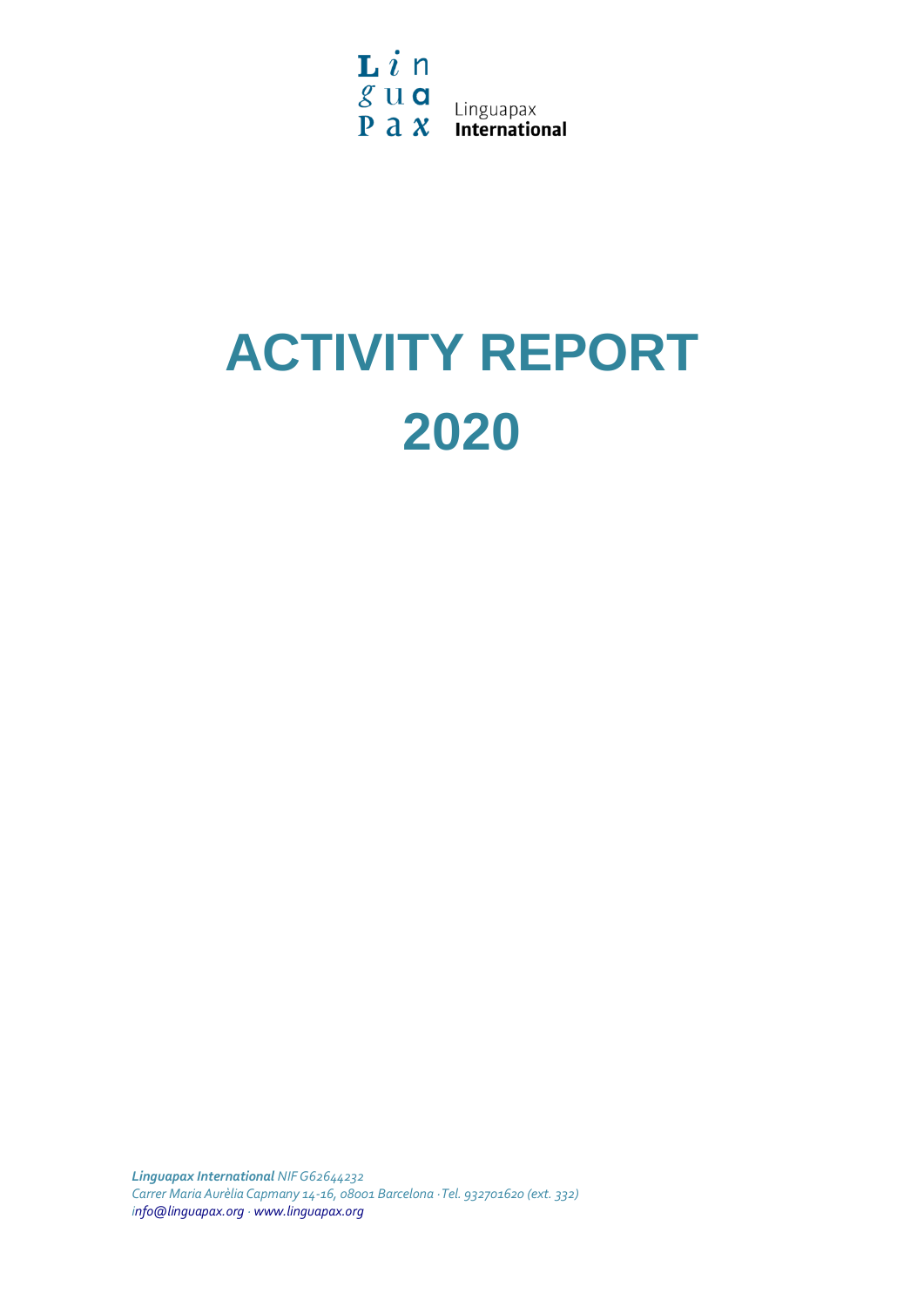Linguapax International

# ACTIVITY REPORT 2020

***Linguapax International*** *NIF G62644232*
*Carrer Maria Aurèlia Capmany 14-16, 08001 Barcelona · Tel. 932701620 (ext. 332)*
*info@linguapax.org · www.linguapax.org*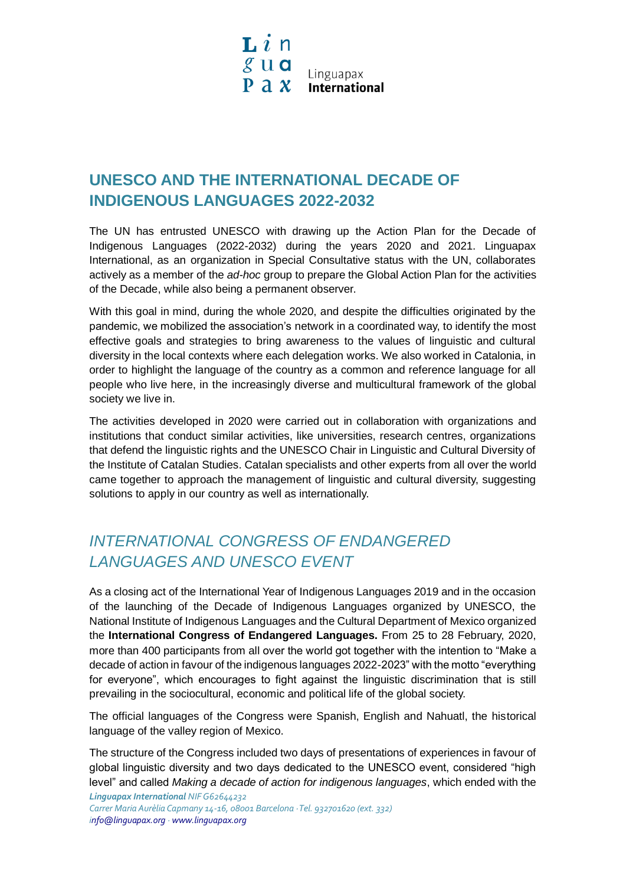## UNESCO AND THE INTERNATIONAL DECADE OF INDIGENOUS LANGUAGES 2022-2032

The UN has entrusted UNESCO with drawing up the Action Plan for the Decade of Indigenous Languages (2022-2032) during the years 2020 and 2021. Linguapax International, as an organization in Special Consultative status with the UN, collaborates actively as a member of the *ad-hoc* group to prepare the Global Action Plan for the activities of the Decade, while also being a permanent observer.

With this goal in mind, during the whole 2020, and despite the difficulties originated by the pandemic, we mobilized the association's network in a coordinated way, to identify the most effective goals and strategies to bring awareness to the values of linguistic and cultural diversity in the local contexts where each delegation works. We also worked in Catalonia, in order to highlight the language of the country as a common and reference language for all people who live here, in the increasingly diverse and multicultural framework of the global society we live in.

The activities developed in 2020 were carried out in collaboration with organizations and institutions that conduct similar activities, like universities, research centres, organizations that defend the linguistic rights and the UNESCO Chair in Linguistic and Cultural Diversity of the Institute of Catalan Studies. Catalan specialists and other experts from all over the world came together to approach the management of linguistic and cultural diversity, suggesting solutions to apply in our country as well as internationally.

## *INTERNATIONAL CONGRESS OF ENDANGERED LANGUAGES AND UNESCO EVENT*

As a closing act of the International Year of Indigenous Languages 2019 and in the occasion of the launching of the Decade of Indigenous Languages organized by UNESCO, the National Institute of Indigenous Languages and the Cultural Department of Mexico organized the **International Congress of Endangered Languages.** From 25 to 28 February, 2020, more than 400 participants from all over the world got together with the intention to "Make a decade of action in favour of the indigenous languages 2022-2023" with the motto "everything for everyone", which encourages to fight against the linguistic discrimination that is still prevailing in the sociocultural, economic and political life of the global society.

The official languages of the Congress were Spanish, English and Nahuatl, the historical language of the valley region of Mexico.

The structure of the Congress included two days of presentations of experiences in favour of global linguistic diversity and two days dedicated to the UNESCO event, considered "high level" and called *Making a decade of action for indigenous languages*, which ended with the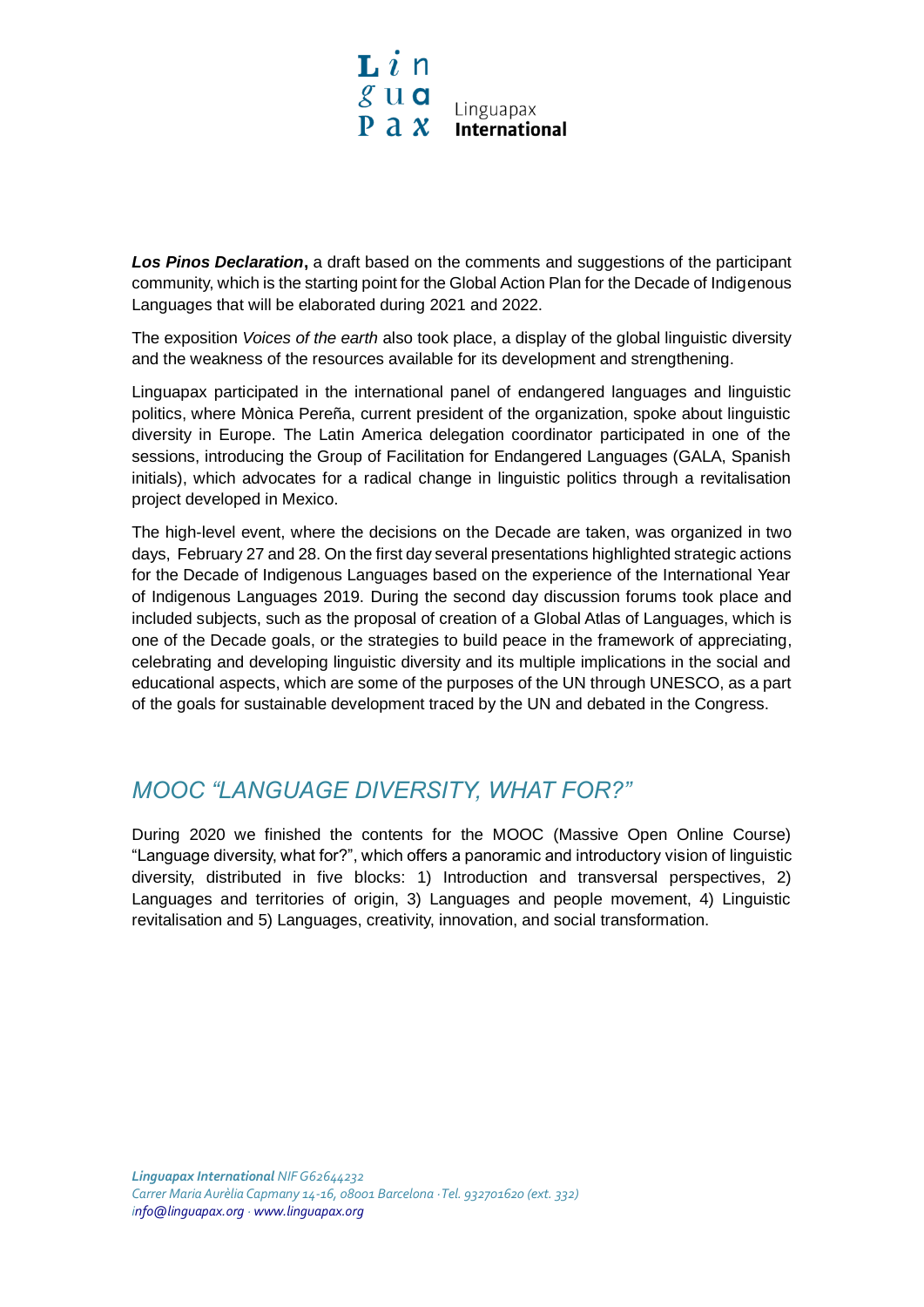***Los Pinos Declaration*****,** a draft based on the comments and suggestions of the participant community, which is the starting point for the Global Action Plan for the Decade of Indigenous Languages that will be elaborated during 2021 and 2022.

The exposition *Voices of the earth* also took place, a display of the global linguistic diversity and the weakness of the resources available for its development and strengthening.

Linguapax participated in the international panel of endangered languages and linguistic politics, where Mònica Pereña, current president of the organization, spoke about linguistic diversity in Europe. The Latin America delegation coordinator participated in one of the sessions, introducing the Group of Facilitation for Endangered Languages (GALA, Spanish initials), which advocates for a radical change in linguistic politics through a revitalisation project developed in Mexico.

The high-level event, where the decisions on the Decade are taken, was organized in two days, February 27 and 28. On the first day several presentations highlighted strategic actions for the Decade of Indigenous Languages based on the experience of the International Year of Indigenous Languages 2019. During the second day discussion forums took place and included subjects, such as the proposal of creation of a Global Atlas of Languages, which is one of the Decade goals, or the strategies to build peace in the framework of appreciating, celebrating and developing linguistic diversity and its multiple implications in the social and educational aspects, which are some of the purposes of the UN through UNESCO, as a part of the goals for sustainable development traced by the UN and debated in the Congress.

## *MOOC "LANGUAGE DIVERSITY, WHAT FOR?"*

During 2020 we finished the contents for the MOOC (Massive Open Online Course) "Language diversity, what for?", which offers a panoramic and introductory vision of linguistic diversity, distributed in five blocks: 1) Introduction and transversal perspectives, 2) Languages and territories of origin, 3) Languages and people movement, 4) Linguistic revitalisation and 5) Languages, creativity, innovation, and social transformation.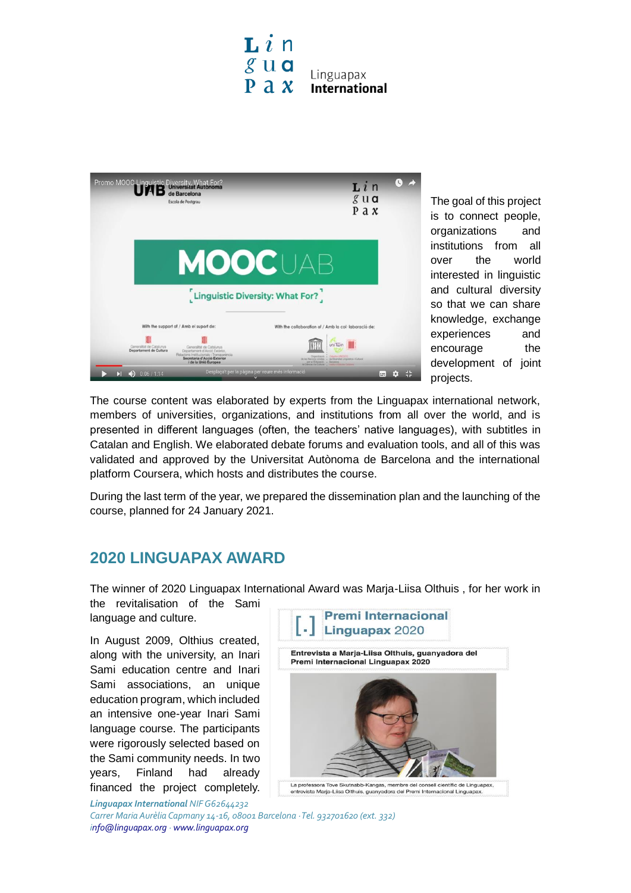The goal of this project is to connect people, organizations and institutions from all over the world interested in linguistic and cultural diversity so that we can share knowledge, exchange experiences and encourage the development of joint projects.

The course content was elaborated by experts from the Linguapax international network, members of universities, organizations, and institutions from all over the world, and is presented in different languages (often, the teachers' native languages), with subtitles in Catalan and English. We elaborated debate forums and evaluation tools, and all of this was validated and approved by the Universitat Autònoma de Barcelona and the international platform Coursera, which hosts and distributes the course.

During the last term of the year, we prepared the dissemination plan and the launching of the course, planned for 24 January 2021.

## 2020 LINGUAPAX AWARD

The winner of 2020 Linguapax International Award was Marja-Liisa Olthuis , for her work in the revitalisation of the Sami language and culture.

In August 2009, Olthius created, along with the university, an Inari Sami education centre and Inari Sami associations, an unique education program, which included an intensive one-year Inari Sami language course. The participants were rigorously selected based on the Sami community needs. In two years, Finland had already financed the project completely.

Premi Internacional Linguapax 2020

Entrevista a Marja-Liisa Olthuis, guanyadora del Premi Internacional Linguapax 2020

La professora Tove Skutnabb-Kangas, membre del consell científic de Linguapax, entrevista Marja-Liisa Olthuis, guanyadora del Premi Internacional Linguapax.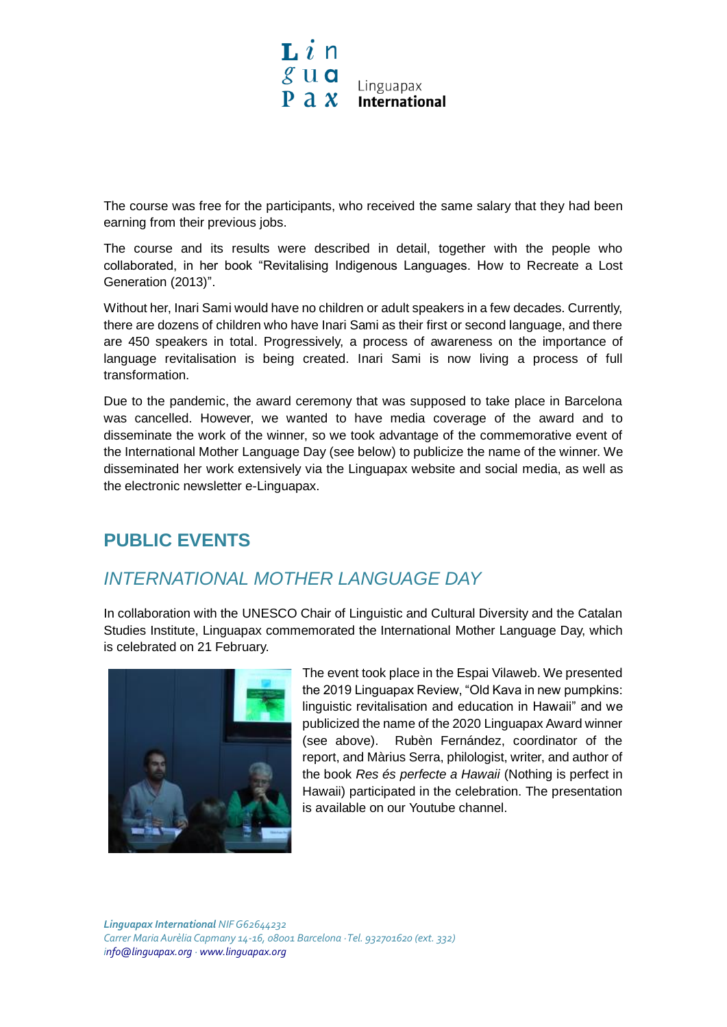The course was free for the participants, who received the same salary that they had been earning from their previous jobs.

The course and its results were described in detail, together with the people who collaborated, in her book "Revitalising Indigenous Languages. How to Recreate a Lost Generation (2013)".

Without her, Inari Sami would have no children or adult speakers in a few decades. Currently, there are dozens of children who have Inari Sami as their first or second language, and there are 450 speakers in total. Progressively, a process of awareness on the importance of language revitalisation is being created. Inari Sami is now living a process of full transformation.

Due to the pandemic, the award ceremony that was supposed to take place in Barcelona was cancelled. However, we wanted to have media coverage of the award and to disseminate the work of the winner, so we took advantage of the commemorative event of the International Mother Language Day (see below) to publicize the name of the winner. We disseminated her work extensively via the Linguapax website and social media, as well as the electronic newsletter e-Linguapax.

## PUBLIC EVENTS

### *INTERNATIONAL MOTHER LANGUAGE DAY*

In collaboration with the UNESCO Chair of Linguistic and Cultural Diversity and the Catalan Studies Institute, Linguapax commemorated the International Mother Language Day, which is celebrated on 21 February.

The event took place in the Espai Vilaweb. We presented the 2019 Linguapax Review, "Old Kava in new pumpkins: linguistic revitalisation and education in Hawaii" and we publicized the name of the 2020 Linguapax Award winner (see above). Rubèn Fernández, coordinator of the report, and Màrius Serra, philologist, writer, and author of the book *Res és perfecte a Hawaii* (Nothing is perfect in Hawaii) participated in the celebration. The presentation is available on our Youtube channel.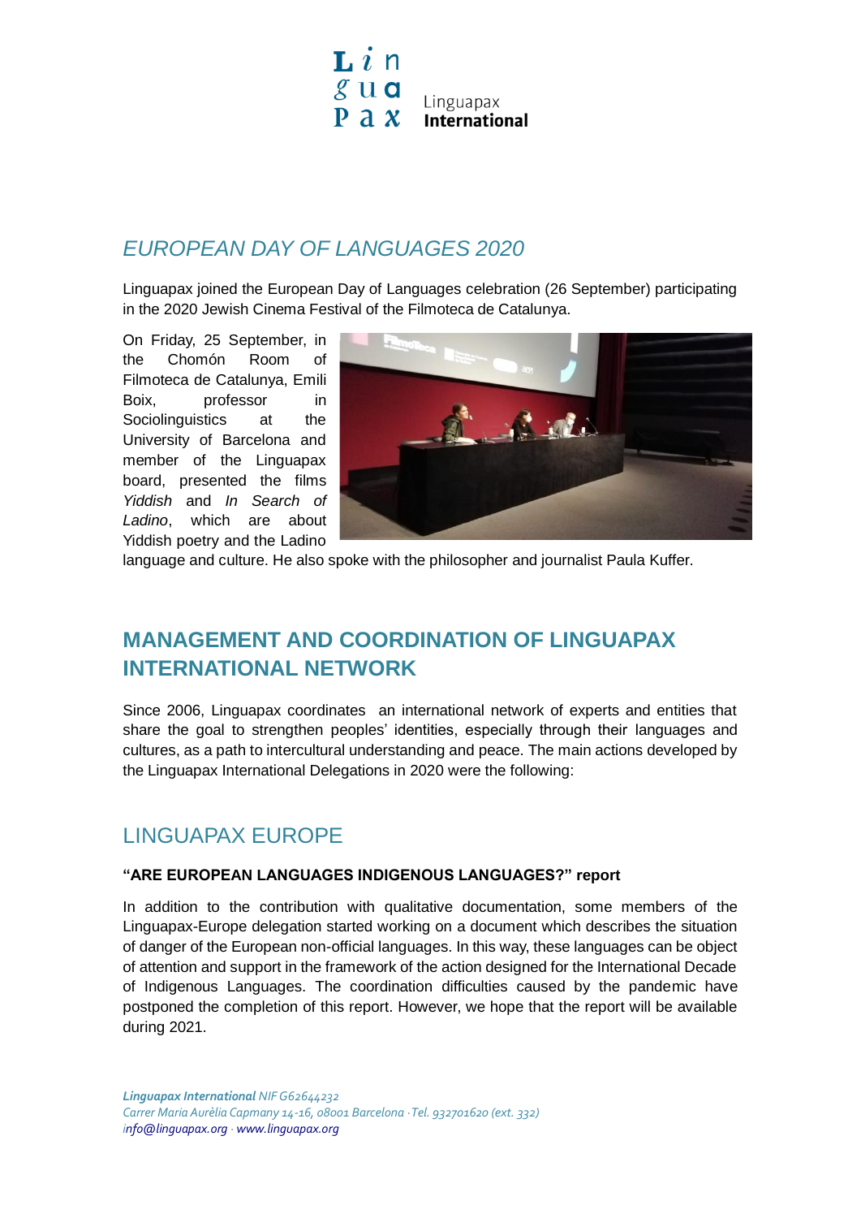## *EUROPEAN DAY OF LANGUAGES 2020*

Linguapax joined the European Day of Languages celebration (26 September) participating in the 2020 Jewish Cinema Festival of the Filmoteca de Catalunya.

On Friday, 25 September, in the Chomón Room of Filmoteca de Catalunya, Emili Boix, professor in Sociolinguistics at the University of Barcelona and member of the Linguapax board, presented the films *Yiddish* and *In Search of Ladino*, which are about Yiddish poetry and the Ladino language and culture. He also spoke with the philosopher and journalist Paula Kuffer.

## MANAGEMENT AND COORDINATION OF LINGUAPAX INTERNATIONAL NETWORK

Since 2006, Linguapax coordinates an international network of experts and entities that share the goal to strengthen peoples' identities, especially through their languages and cultures, as a path to intercultural understanding and peace. The main actions developed by the Linguapax International Delegations in 2020 were the following:

## LINGUAPAX EUROPE

**"ARE EUROPEAN LANGUAGES INDIGENOUS LANGUAGES?" report**

In addition to the contribution with qualitative documentation, some members of the Linguapax-Europe delegation started working on a document which describes the situation of danger of the European non-official languages. In this way, these languages can be object of attention and support in the framework of the action designed for the International Decade of Indigenous Languages. The coordination difficulties caused by the pandemic have postponed the completion of this report. However, we hope that the report will be available during 2021.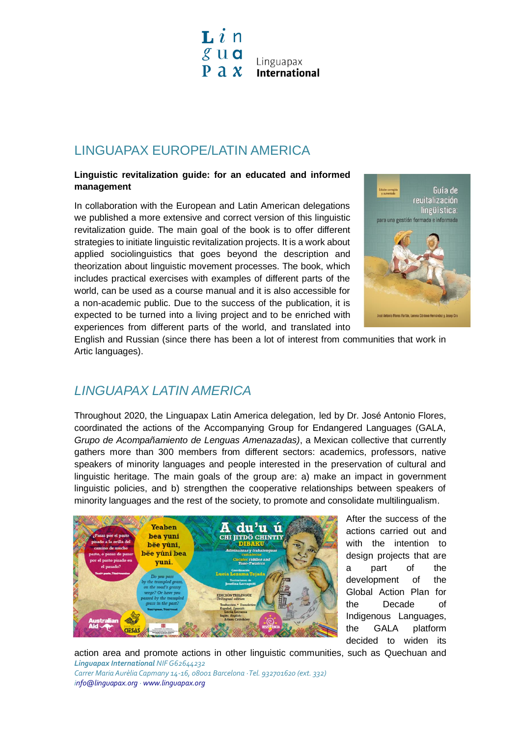## LINGUAPAX EUROPE/LATIN AMERICA

**Linguistic revitalization guide: for an educated and informed management**

In collaboration with the European and Latin American delegations we published a more extensive and correct version of this linguistic revitalization guide. The main goal of the book is to offer different strategies to initiate linguistic revitalization projects. It is a work about applied sociolinguistics that goes beyond the description and theorization about linguistic movement processes. The book, which includes practical exercises with examples of different parts of the world, can be used as a course manual and it is also accessible for a non-academic public. Due to the success of the publication, it is expected to be turned into a living project and to be enriched with experiences from different parts of the world, and translated into English and Russian (since there has been a lot of interest from communities that work in Artic languages).

## *LINGUAPAX LATIN AMERICA*

Throughout 2020, the Linguapax Latin America delegation, led by Dr. José Antonio Flores, coordinated the actions of the Accompanying Group for Endangered Languages (GALA, *Grupo de Acompañamiento de Lenguas Amenazadas)*, a Mexican collective that currently gathers more than 300 members from different sectors: academics, professors, native speakers of minority languages and people interested in the preservation of cultural and linguistic heritage. The main goals of the group are: a) make an impact in government linguistic policies, and b) strengthen the cooperative relationships between speakers of minority languages and the rest of the society, to promote and consolidate multilingualism.

After the success of the actions carried out and with the intention to design projects that are a part of the development of the Global Action Plan for the Decade of Indigenous Languages, the GALA platform decided to widen its action area and promote actions in other linguistic communities, such as Quechuan and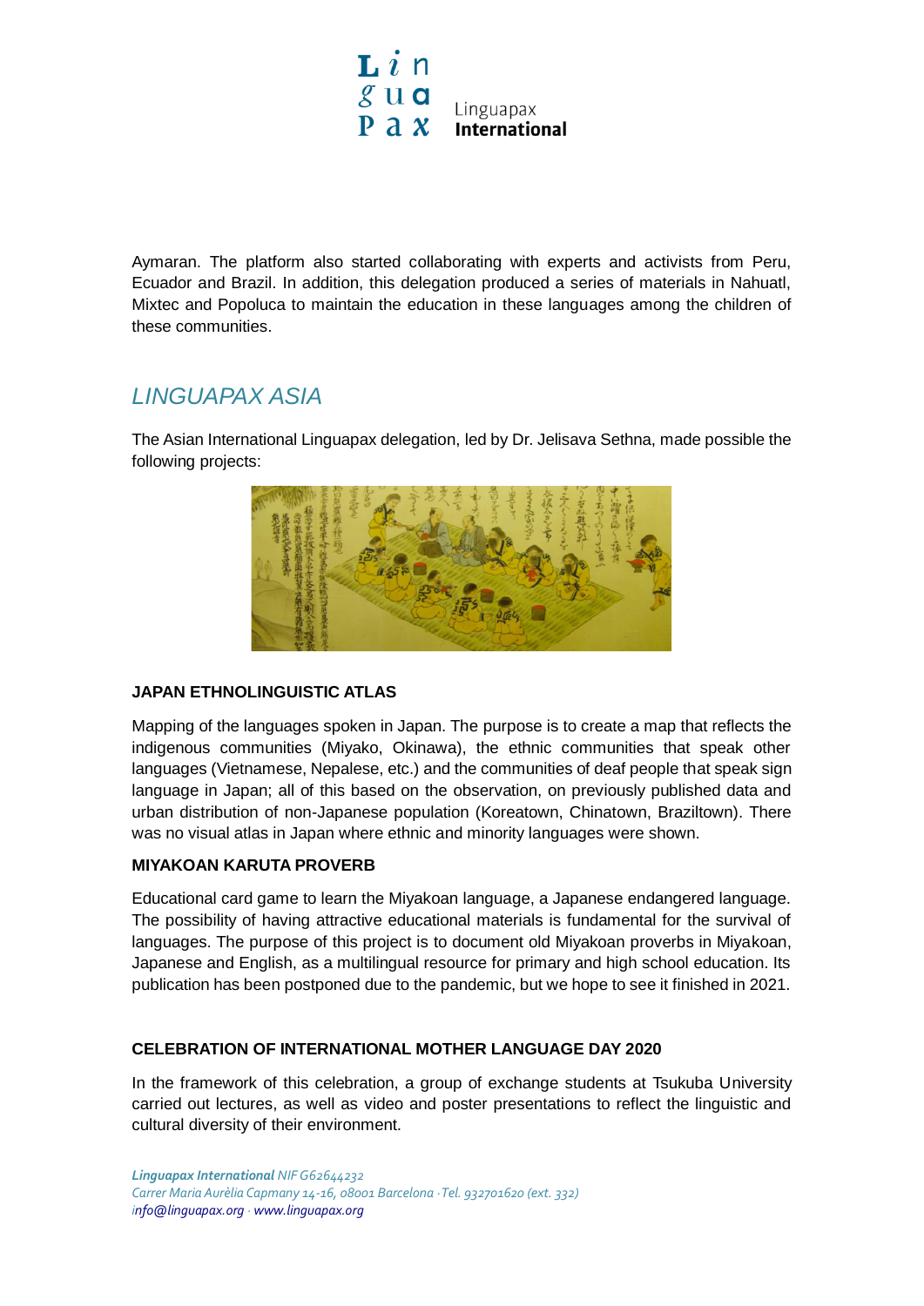Aymaran. The platform also started collaborating with experts and activists from Peru, Ecuador and Brazil. In addition, this delegation produced a series of materials in Nahuatl, Mixtec and Popoluca to maintain the education in these languages among the children of these communities.

## *LINGUAPAX ASIA*

The Asian International Linguapax delegation, led by Dr. Jelisava Sethna, made possible the following projects:

### JAPAN ETHNOLINGUISTIC ATLAS

Mapping of the languages spoken in Japan. The purpose is to create a map that reflects the indigenous communities (Miyako, Okinawa), the ethnic communities that speak other languages (Vietnamese, Nepalese, etc.) and the communities of deaf people that speak sign language in Japan; all of this based on the observation, on previously published data and urban distribution of non-Japanese population (Koreatown, Chinatown, Braziltown). There was no visual atlas in Japan where ethnic and minority languages were shown.

### MIYAKOAN KARUTA PROVERB

Educational card game to learn the Miyakoan language, a Japanese endangered language. The possibility of having attractive educational materials is fundamental for the survival of languages. The purpose of this project is to document old Miyakoan proverbs in Miyakoan, Japanese and English, as a multilingual resource for primary and high school education. Its publication has been postponed due to the pandemic, but we hope to see it finished in 2021.

### CELEBRATION OF INTERNATIONAL MOTHER LANGUAGE DAY 2020

In the framework of this celebration, a group of exchange students at Tsukuba University carried out lectures, as well as video and poster presentations to reflect the linguistic and cultural diversity of their environment.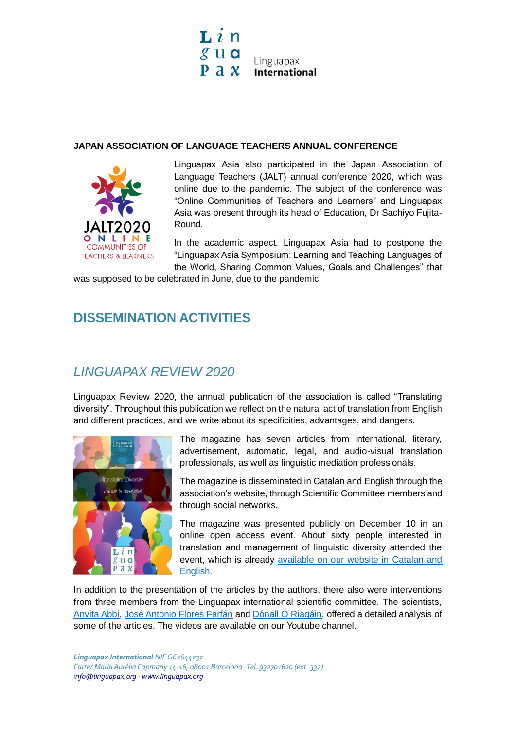**JAPAN ASSOCIATION OF LANGUAGE TEACHERS ANNUAL CONFERENCE**

Linguapax Asia also participated in the Japan Association of Language Teachers (JALT) annual conference 2020, which was online due to the pandemic. The subject of the conference was "Online Communities of Teachers and Learners" and Linguapax Asia was present through its head of Education, Dr Sachiyo Fujita-Round.

In the academic aspect, Linguapax Asia had to postpone the "Linguapax Asia Symposium: Learning and Teaching Languages of the World, Sharing Common Values, Goals and Challenges" that was supposed to be celebrated in June, due to the pandemic.

## DISSEMINATION ACTIVITIES

## *LINGUAPAX REVIEW 2020*

Linguapax Review 2020, the annual publication of the association is called "Translating diversity". Throughout this publication we reflect on the natural act of translation from English and different practices, and we write about its specificities, advantages, and dangers.

The magazine has seven articles from international, literary, advertisement, automatic, legal, and audio-visual translation professionals, as well as linguistic mediation professionals.

The magazine is disseminated in Catalan and English through the association's website, through Scientific Committee members and through social networks.

The magazine was presented publicly on December 10 in an online open access event. About sixty people interested in translation and management of linguistic diversity attended the event, which is already [available on our website in Catalan and English.]

In addition to the presentation of the articles by the authors, there also were interventions from three members from the Linguapax international scientific committee. The scientists, [Anvita Abbi], [José Antonio Flores Farfán] and [Dónall Ó Riagáin], offered a detailed analysis of some of the articles. The videos are available on our Youtube channel.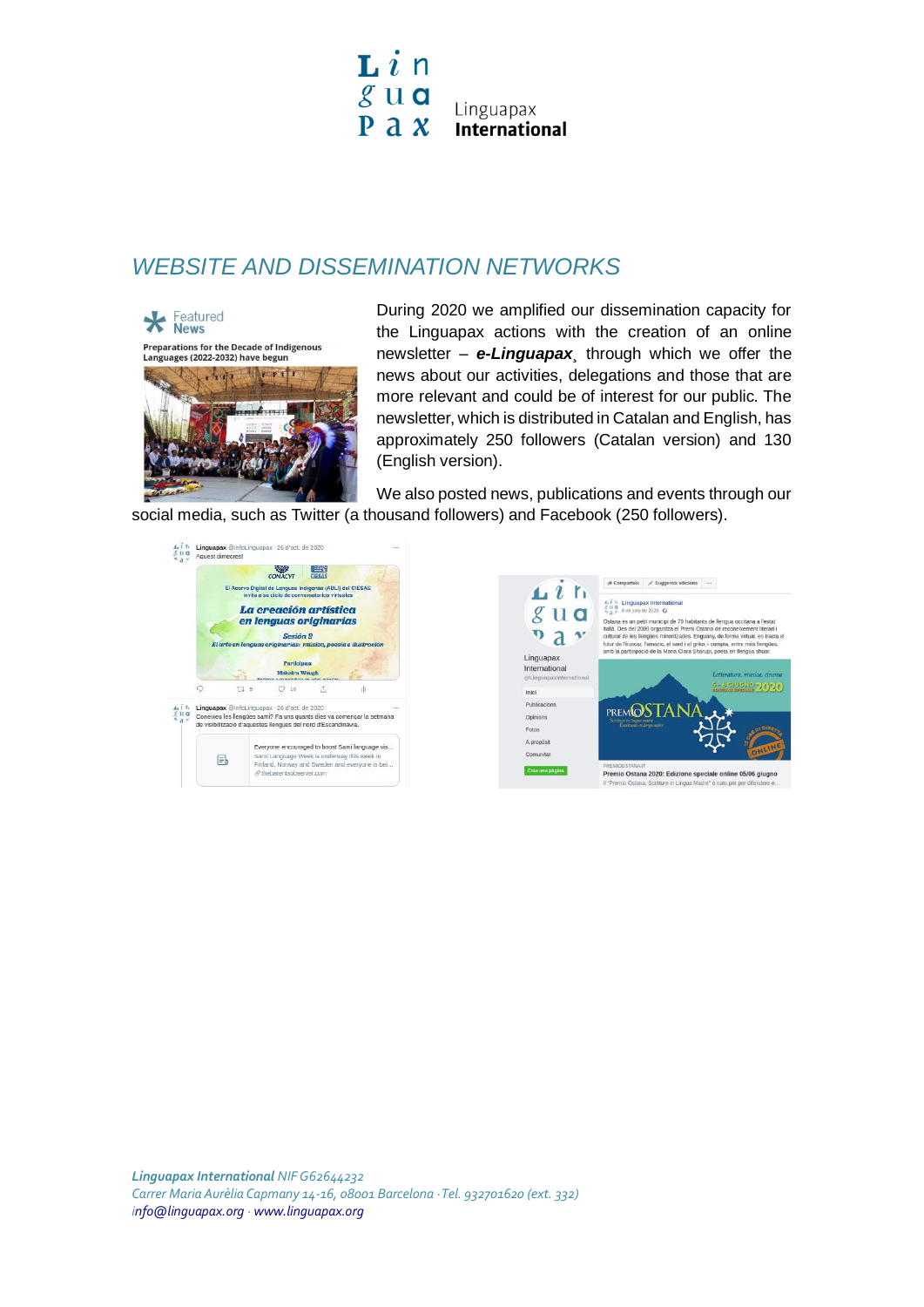## WEBSITE AND DISSEMINATION NETWORKS

During 2020 we amplified our dissemination capacity for the Linguapax actions with the creation of an online newsletter – ***e-Linguapax***, through which we offer the news about our activities, delegations and those that are more relevant and could be of interest for our public. The newsletter, which is distributed in Catalan and English, has approximately 250 followers (Catalan version) and 130 (English version).

We also posted news, publications and events through our social media, such as Twitter (a thousand followers) and Facebook (250 followers).

***Linguapax International*** *NIF G62644232*
*Carrer Maria Aurèlia Capmany 14-16, 08001 Barcelona · Tel. 932701620 (ext. 332)*
*info@linguapax.org · www.linguapax.org*